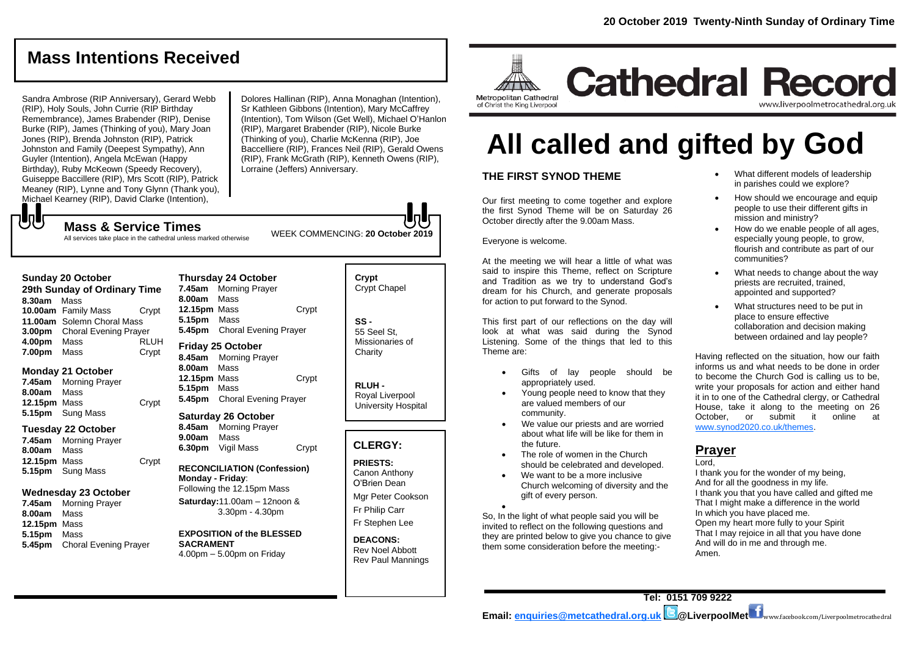# Mass Intentions Received

Sandra Ambrose (RIP Anniversary), Gerard Webb (RIP), Holy Souls, John Currie (RIP Birthday Remembrance), James Brabender (RIP), Denise Burke (RIP), James (Thinking of you), Mary Joan Jones (RIP), Brenda Johnston (RIP), Patrick Johnston and Family (Deepest Sympathy), Ann Guyler (Intention), Angela McEwan (Happy Birthday), Ruby McKeown (Speedy Recovery), Guiseppe Baccillere (RIP), Mrs Scott (RIP), Patrick Meaney (RIP), Lynne and Tony Glynn (Thank you), Michael Kearney (RIP), David Clarke (Intention), Dolores Hallinan (RIP), Anna Monaghan (Intention), Sr Kathleen Gibbons (Intention), Mary McCaffrey (Intention), Tom Wilson (Get Well), Michael O'Hanlon (RIP), Margaret Brabender (RIP), Nicole Burke (Thinking of you), Charlie McKenna (RIP), Joe Baccelliere (RIP), Frances Neil (RIP), Gerald Owens (RIP), Frank McGrath (RIP), Kenneth Owens (RIP), Lorraine (Jeffers) Anniversary.

## Mass & Service Times

All services take place in the cathedral unless marked otherwise

WEEK COMMENCING: **20 October 2019**

### Sunday 20 October
**29th Sunday of Ordinary Time**

| | | |
|---|---|---|
| **8.30am** | Mass | |
| **10.00am** | Family Mass | Crypt |
| **11.00am** | Solemn Choral Mass | |
| **3.00pm** | Choral Evening Prayer | |
| **4.00pm** | Mass | RLUH |
| **7.00pm** | Mass | Crypt |

### Monday 21 October

| | | |
|---|---|---|
| **7.45am** | Morning Prayer | |
| **8.00am** | Mass | |
| **12.15pm** | Mass | Crypt |
| **5.15pm** | Sung Mass | |

### Tuesday 22 October

| | | |
|---|---|---|
| **7.45am** | Morning Prayer | |
| **8.00am** | Mass | |
| **12.15pm** | Mass | Crypt |
| **5.15pm** | Sung Mass | |

### Wednesday 23 October

| | | |
|---|---|---|
| **7.45am** | Morning Prayer | |
| **8.00am** | Mass | |
| **12.15pm** | Mass | |
| **5.15pm** | Mass | |
| **5.45pm** | Choral Evening Prayer | |

### Thursday 24 October

| | | |
|---|---|---|
| **7.45am** | Morning Prayer | |
| **8.00am** | Mass | |
| **12.15pm** | Mass | Crypt |
| **5.15pm** | Mass | |
| **5.45pm** | Choral Evening Prayer | |

### Friday 25 October

| | | |
|---|---|---|
| **8.45am** | Morning Prayer | |
| **8.00am** | Mass | |
| **12.15pm** | Mass | Crypt |
| **5.15pm** | Mass | |
| **5.45pm** | Choral Evening Prayer | |

### Saturday 26 October

| | | |
|---|---|---|
| **8.45am** | Morning Prayer | |
| **9.00am** | Mass | |
| **6.30pm** | Vigil Mass | Crypt |

**RECONCILIATION (Confession)**
**Monday - Friday**: Following the 12.15pm Mass
**Saturday:** 11.00am – 12noon & 3.30pm - 4.30pm

**EXPOSITION of the BLESSED SACRAMENT**
4.00pm – 5.00pm on Friday

**Crypt** Crypt Chapel

**SS -** 55 Seel St, Missionaries of Charity

**RLUH -** Royal Liverpool University Hospital

## CLERGY:

**PRIESTS:**
Canon Anthony O'Brien Dean
Mgr Peter Cookson
Fr Philip Carr
Fr Stephen Lee

**DEACONS:**
Rev Noel Abbott
Rev Paul Mannings

**20 October 2019 Twenty-Ninth Sunday of Ordinary Time**

Metropolitan Cathedral of Christ the King Liverpool

# Cathedral Record

www.liverpoolmetrocathedral.org.uk

# All called and gifted by God

## THE FIRST SYNOD THEME

Our first meeting to come together and explore the first Synod Theme will be on Saturday 26 October directly after the 9.00am Mass.

Everyone is welcome.

At the meeting we will hear a little of what was said to inspire this Theme, reflect on Scripture and Tradition as we try to understand God's dream for his Church, and generate proposals for action to put forward to the Synod.

This first part of our reflections on the day will look at what was said during the Synod Listening. Some of the things that led to this Theme are:

- Gifts of lay people should be appropriately used.
- Young people need to know that they are valued members of our community.
- We value our priests and are worried about what life will be like for them in the future.
- The role of women in the Church should be celebrated and developed.
- We want to be a more inclusive Church welcoming of diversity and the gift of every person.

So, In the light of what people said you will be invited to reflect on the following questions and they are printed below to give you chance to give them some consideration before the meeting:-

- What different models of leadership in parishes could we explore?
- How should we encourage and equip people to use their different gifts in mission and ministry?
- How do we enable people of all ages, especially young people, to grow, flourish and contribute as part of our communities?
- What needs to change about the way priests are recruited, trained, appointed and supported?
- What structures need to be put in place to ensure effective collaboration and decision making between ordained and lay people?

Having reflected on the situation, how our faith informs us and what needs to be done in order to become the Church God is calling us to be, write your proposals for action and either hand it in to one of the Cathedral clergy, or Cathedral House, take it along to the meeting on 26 October, or submit it online at www.synod2020.co.uk/themes.

## Prayer

Lord,
I thank you for the wonder of my being,
And for all the goodness in my life.
I thank you that you have called and gifted me
That I might make a difference in the world
In which you have placed me.
Open my heart more fully to your Spirit
That I may rejoice in all that you have done
And will do in me and through me.
Amen.

**Tel: 0151 709 9222**

**Email: enquiries@metcathedral.org.uk @LiverpoolMet** www.facebook.com/Liverpoolmetrocathedral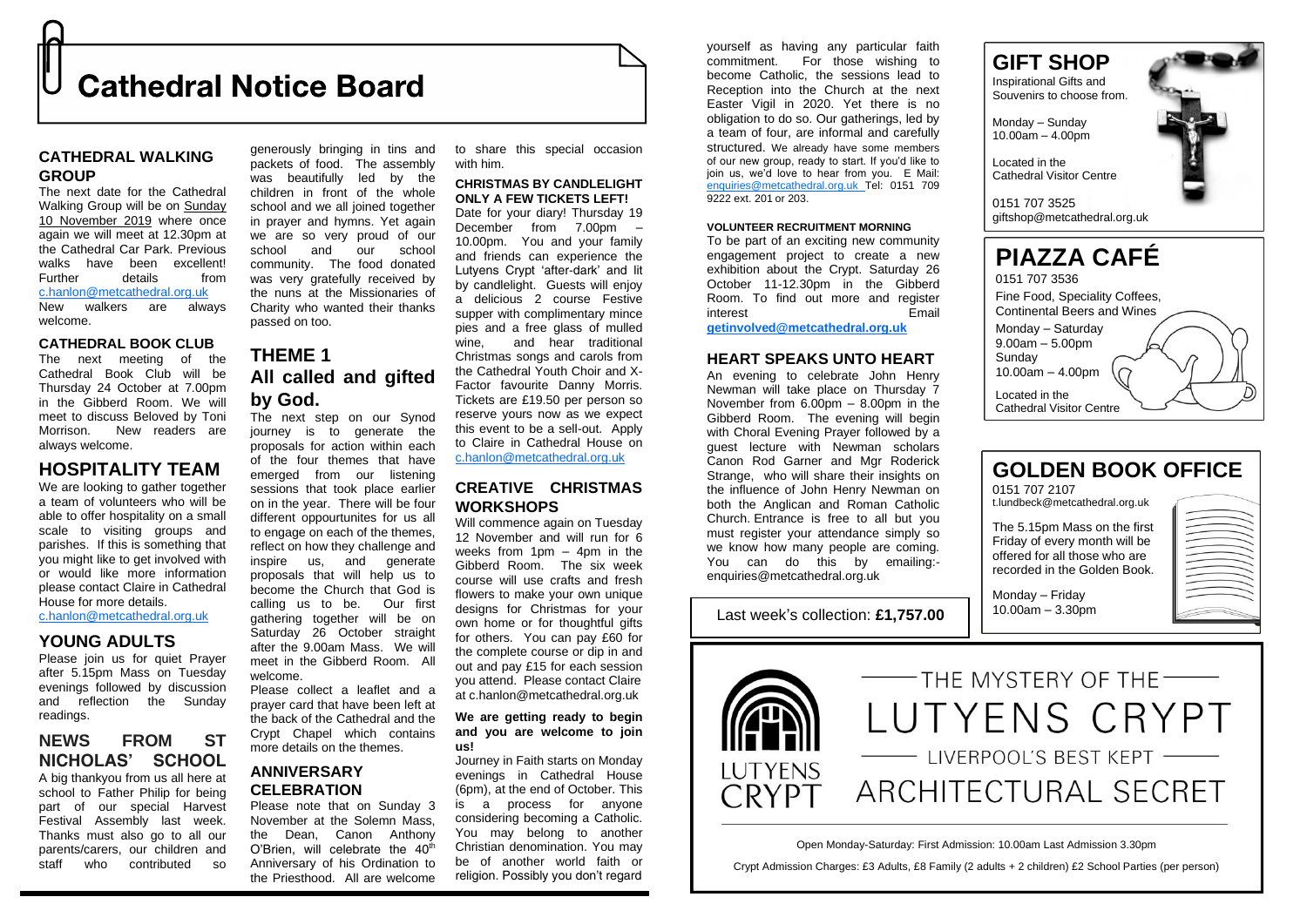# Cathedral Notice Board

## CATHEDRAL WALKING GROUP

The next date for the Cathedral Walking Group will be on Sunday 10 November 2019 where once again we will meet at 12.30pm at the Cathedral Car Park. Previous walks have been excellent! Further details from c.hanlon@metcathedral.org.uk New walkers are always welcome.

## CATHEDRAL BOOK CLUB

The next meeting of the Cathedral Book Club will be Thursday 24 October at 7.00pm in the Gibberd Room. We will meet to discuss Beloved by Toni Morrison. New readers are always welcome.

## HOSPITALITY TEAM

We are looking to gather together a team of volunteers who will be able to offer hospitality on a small scale to visiting groups and parishes. If this is something that you might like to get involved with or would like more information please contact Claire in Cathedral House for more details. c.hanlon@metcathedral.org.uk

## YOUNG ADULTS

Please join us for quiet Prayer after 5.15pm Mass on Tuesday evenings followed by discussion and reflection the Sunday readings.

## NEWS FROM ST NICHOLAS' SCHOOL

A big thankyou from us all here at school to Father Philip for being part of our special Harvest Festival Assembly last week. Thanks must also go to all our parents/carers, our children and staff who contributed so generously bringing in tins and packets of food. The assembly was beautifully led by the children in front of the whole school and we all joined together in prayer and hymns. Yet again we are so very proud of our school and our school community. The food donated was very gratefully received by the nuns at the Missionaries of Charity who wanted their thanks passed on too.

## THEME 1
## All called and gifted by God.

The next step on our Synod journey is to generate the proposals for action within each of the four themes that have emerged from our listening sessions that took place earlier on in the year. There will be four different oppourtunites for us all to engage on each of the themes, reflect on how they challenge and inspire us, and generate proposals that will help us to become the Church that God is calling us to be. Our first gathering together will be on Saturday 26 October straight after the 9.00am Mass. We will meet in the Gibberd Room. All welcome.

Please collect a leaflet and a prayer card that have been left at the back of the Cathedral and the Crypt Chapel which contains more details on the themes.

## ANNIVERSARY CELEBRATION

Please note that on Sunday 3 November at the Solemn Mass, the Dean, Canon Anthony O'Brien, will celebrate the 40th Anniversary of his Ordination to the Priesthood. All are welcome to share this special occasion with him.

**CHRISTMAS BY CANDLELIGHT ONLY A FEW TICKETS LEFT!**

Date for your diary! Thursday 19 December from 7.00pm – 10.00pm. You and your family and friends can experience the Lutyens Crypt 'after-dark' and lit by candlelight. Guests will enjoy a delicious 2 course Festive supper with complimentary mince pies and a free glass of mulled wine, and hear traditional Christmas songs and carols from the Cathedral Youth Choir and X-Factor favourite Danny Morris. Tickets are £19.50 per person so reserve yours now as we expect this event to be a sell-out. Apply to Claire in Cathedral House on c.hanlon@metcathedral.org.uk

## CREATIVE CHRISTMAS WORKSHOPS

Will commence again on Tuesday 12 November and will run for 6 weeks from 1pm – 4pm in the Gibberd Room. The six week course will use crafts and fresh flowers to make your own unique designs for Christmas for your own home or for thoughtful gifts for others. You can pay £60 for the complete course or dip in and out and pay £15 for each session you attend. Please contact Claire at c.hanlon@metcathedral.org.uk

**We are getting ready to begin and you are welcome to join us!**

Journey in Faith starts on Monday evenings in Cathedral House (6pm), at the end of October. This is a process for anyone considering becoming a Catholic. You may belong to another Christian denomination. You may be of another world faith or religion. Possibly you don't regard yourself as having any particular faith commitment. For those wishing to become Catholic, the sessions lead to Reception into the Church at the next Easter Vigil in 2020. Yet there is no obligation to do so. Our gatherings, led by a team of four, are informal and carefully structured. We already have some members of our new group, ready to start. If you'd like to join us, we'd love to hear from you. E Mail: enquiries@metcathedral.org.uk Tel: 0151 709 9222 ext. 201 or 203.

**VOLUNTEER RECRUITMENT MORNING**

To be part of an exciting new community engagement project to create a new exhibition about the Crypt. Saturday 26 October 11-12.30pm in the Gibberd Room. To find out more and register interest Email **getinvolved@metcathedral.org.uk**

## HEART SPEAKS UNTO HEART

An evening to celebrate John Henry Newman will take place on Thursday 7 November from 6.00pm – 8.00pm in the Gibberd Room. The evening will begin with Choral Evening Prayer followed by a guest lecture with Newman scholars Canon Rod Garner and Mgr Roderick Strange, who will share their insights on the influence of John Henry Newman on both the Anglican and Roman Catholic Church. Entrance is free to all but you must register your attendance simply so we know how many people are coming. You can do this by emailing:- enquiries@metcathedral.org.uk

Last week's collection: **£1,757.00**

## GIFT SHOP

Inspirational Gifts and Souvenirs to choose from.

Monday – Sunday
10.00am – 4.00pm

Located in the Cathedral Visitor Centre

0151 707 3525
giftshop@metcathedral.org.uk

## PIAZZA CAFÉ

0151 707 3536

Fine Food, Speciality Coffees, Continental Beers and Wines

Monday – Saturday
9.00am – 5.00pm
Sunday
10.00am – 4.00pm

Located in the Cathedral Visitor Centre

## GOLDEN BOOK OFFICE

0151 707 2107
t.lundbeck@metcathedral.org.uk

The 5.15pm Mass on the first Friday of every month will be offered for all those who are recorded in the Golden Book.

Monday – Friday
10.00am – 3.30pm

LUTYENS CRYPT

THE MYSTERY OF THE LUTYENS CRYPT
LIVERPOOL'S BEST KEPT ARCHITECTURAL SECRET

Open Monday-Saturday: First Admission: 10.00am Last Admission 3.30pm

Crypt Admission Charges: £3 Adults, £8 Family (2 adults + 2 children) £2 School Parties (per person)